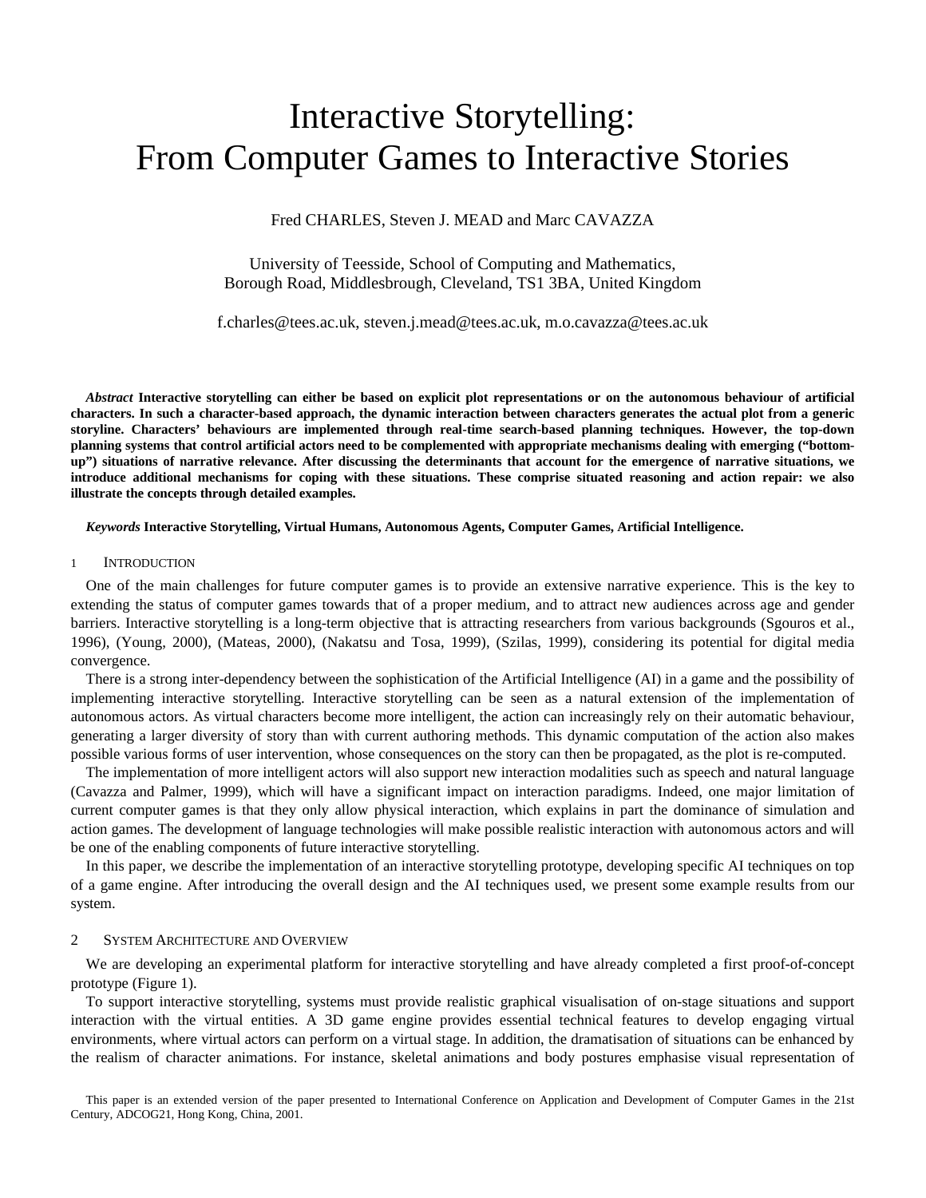# Interactive Storytelling:
# From Computer Games to Interactive Stories

Fred CHARLES, Steven J. MEAD and Marc CAVAZZA

University of Teesside, School of Computing and Mathematics,
Borough Road, Middlesbrough, Cleveland, TS1 3BA, United Kingdom

f.charles@tees.ac.uk, steven.j.mead@tees.ac.uk, m.o.cavazza@tees.ac.uk

***Abstract*** **Interactive storytelling can either be based on explicit plot representations or on the autonomous behaviour of artificial characters. In such a character-based approach, the dynamic interaction between characters generates the actual plot from a generic storyline. Characters' behaviours are implemented through real-time search-based planning techniques. However, the top-down planning systems that control artificial actors need to be complemented with appropriate mechanisms dealing with emerging ("bottom-up") situations of narrative relevance. After discussing the determinants that account for the emergence of narrative situations, we introduce additional mechanisms for coping with these situations. These comprise situated reasoning and action repair: we also illustrate the concepts through detailed examples.**

***Keywords*** **Interactive Storytelling, Virtual Humans, Autonomous Agents, Computer Games, Artificial Intelligence.**

## 1 Introduction

One of the main challenges for future computer games is to provide an extensive narrative experience. This is the key to extending the status of computer games towards that of a proper medium, and to attract new audiences across age and gender barriers. Interactive storytelling is a long-term objective that is attracting researchers from various backgrounds (Sgouros et al., 1996), (Young, 2000), (Mateas, 2000), (Nakatsu and Tosa, 1999), (Szilas, 1999), considering its potential for digital media convergence.

There is a strong inter-dependency between the sophistication of the Artificial Intelligence (AI) in a game and the possibility of implementing interactive storytelling. Interactive storytelling can be seen as a natural extension of the implementation of autonomous actors. As virtual characters become more intelligent, the action can increasingly rely on their automatic behaviour, generating a larger diversity of story than with current authoring methods. This dynamic computation of the action also makes possible various forms of user intervention, whose consequences on the story can then be propagated, as the plot is re-computed.

The implementation of more intelligent actors will also support new interaction modalities such as speech and natural language (Cavazza and Palmer, 1999), which will have a significant impact on interaction paradigms. Indeed, one major limitation of current computer games is that they only allow physical interaction, which explains in part the dominance of simulation and action games. The development of language technologies will make possible realistic interaction with autonomous actors and will be one of the enabling components of future interactive storytelling.

In this paper, we describe the implementation of an interactive storytelling prototype, developing specific AI techniques on top of a game engine. After introducing the overall design and the AI techniques used, we present some example results from our system.

## 2 System Architecture and Overview

We are developing an experimental platform for interactive storytelling and have already completed a first proof-of-concept prototype (Figure 1).

To support interactive storytelling, systems must provide realistic graphical visualisation of on-stage situations and support interaction with the virtual entities. A 3D game engine provides essential technical features to develop engaging virtual environments, where virtual actors can perform on a virtual stage. In addition, the dramatisation of situations can be enhanced by the realism of character animations. For instance, skeletal animations and body postures emphasise visual representation of

This paper is an extended version of the paper presented to International Conference on Application and Development of Computer Games in the 21st Century, ADCOG21, Hong Kong, China, 2001.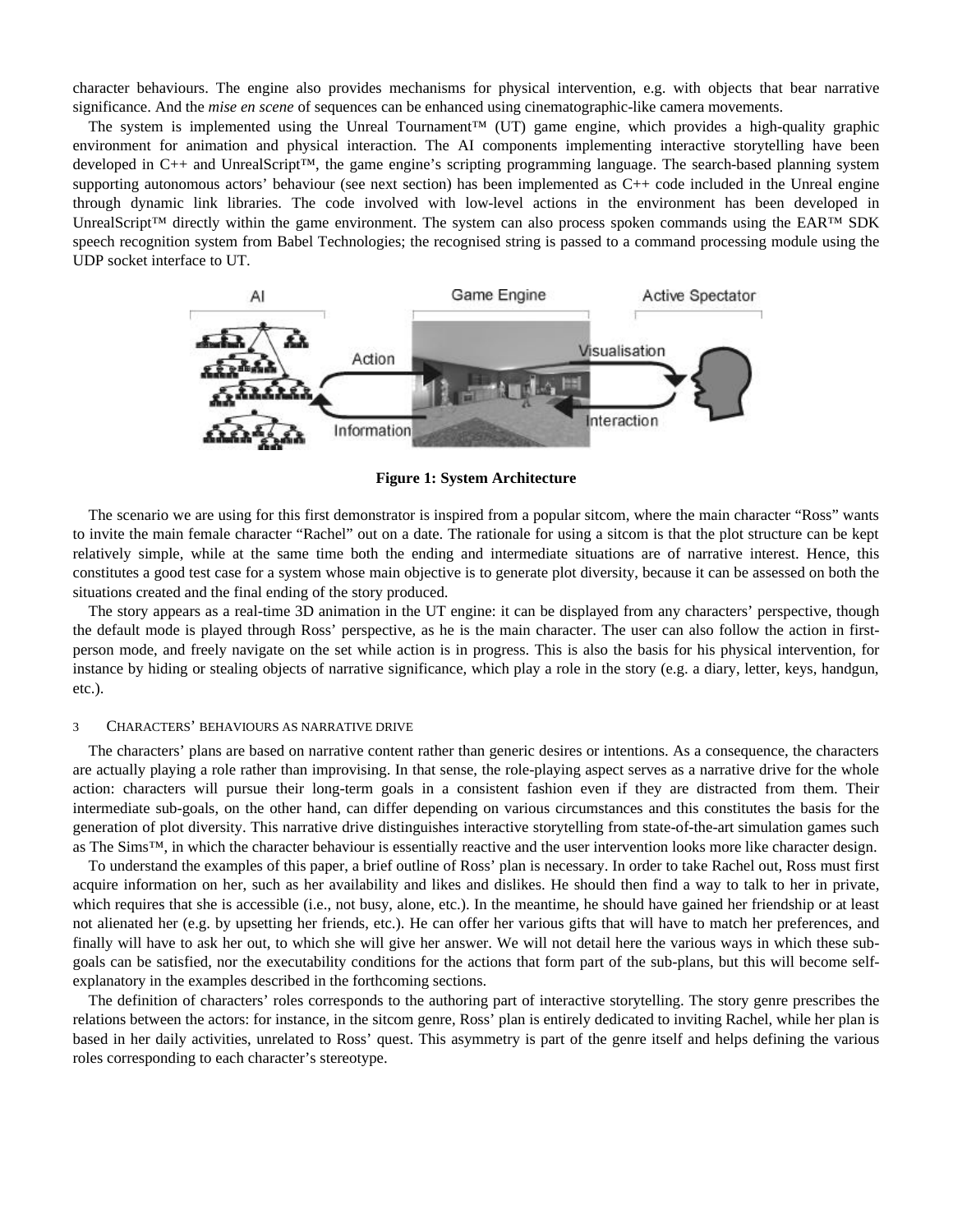character behaviours. The engine also provides mechanisms for physical intervention, e.g. with objects that bear narrative significance. And the *mise en scene* of sequences can be enhanced using cinematographic-like camera movements.

The system is implemented using the Unreal Tournament™ (UT) game engine, which provides a high-quality graphic environment for animation and physical interaction. The AI components implementing interactive storytelling have been developed in C++ and UnrealScript™, the game engine's scripting programming language. The search-based planning system supporting autonomous actors' behaviour (see next section) has been implemented as C++ code included in the Unreal engine through dynamic link libraries. The code involved with low-level actions in the environment has been developed in UnrealScript™ directly within the game environment. The system can also process spoken commands using the EAR™ SDK speech recognition system from Babel Technologies; the recognised string is passed to a command processing module using the UDP socket interface to UT.

AI

Game Engine

Active Spectator

Action

Information

Visualisation

Interaction

**Figure 1: System Architecture**

The scenario we are using for this first demonstrator is inspired from a popular sitcom, where the main character "Ross" wants to invite the main female character "Rachel" out on a date. The rationale for using a sitcom is that the plot structure can be kept relatively simple, while at the same time both the ending and intermediate situations are of narrative interest. Hence, this constitutes a good test case for a system whose main objective is to generate plot diversity, because it can be assessed on both the situations created and the final ending of the story produced.

The story appears as a real-time 3D animation in the UT engine: it can be displayed from any characters' perspective, though the default mode is played through Ross' perspective, as he is the main character. The user can also follow the action in first-person mode, and freely navigate on the set while action is in progress. This is also the basis for his physical intervention, for instance by hiding or stealing objects of narrative significance, which play a role in the story (e.g. a diary, letter, keys, handgun, etc.).

## 3 Characters' behaviours as narrative drive

The characters' plans are based on narrative content rather than generic desires or intentions. As a consequence, the characters are actually playing a role rather than improvising. In that sense, the role-playing aspect serves as a narrative drive for the whole action: characters will pursue their long-term goals in a consistent fashion even if they are distracted from them. Their intermediate sub-goals, on the other hand, can differ depending on various circumstances and this constitutes the basis for the generation of plot diversity. This narrative drive distinguishes interactive storytelling from state-of-the-art simulation games such as The Sims™, in which the character behaviour is essentially reactive and the user intervention looks more like character design.

To understand the examples of this paper, a brief outline of Ross' plan is necessary. In order to take Rachel out, Ross must first acquire information on her, such as her availability and likes and dislikes. He should then find a way to talk to her in private, which requires that she is accessible (i.e., not busy, alone, etc.). In the meantime, he should have gained her friendship or at least not alienated her (e.g. by upsetting her friends, etc.). He can offer her various gifts that will have to match her preferences, and finally will have to ask her out, to which she will give her answer. We will not detail here the various ways in which these sub-goals can be satisfied, nor the executability conditions for the actions that form part of the sub-plans, but this will become self-explanatory in the examples described in the forthcoming sections.

The definition of characters' roles corresponds to the authoring part of interactive storytelling. The story genre prescribes the relations between the actors: for instance, in the sitcom genre, Ross' plan is entirely dedicated to inviting Rachel, while her plan is based in her daily activities, unrelated to Ross' quest. This asymmetry is part of the genre itself and helps defining the various roles corresponding to each character's stereotype.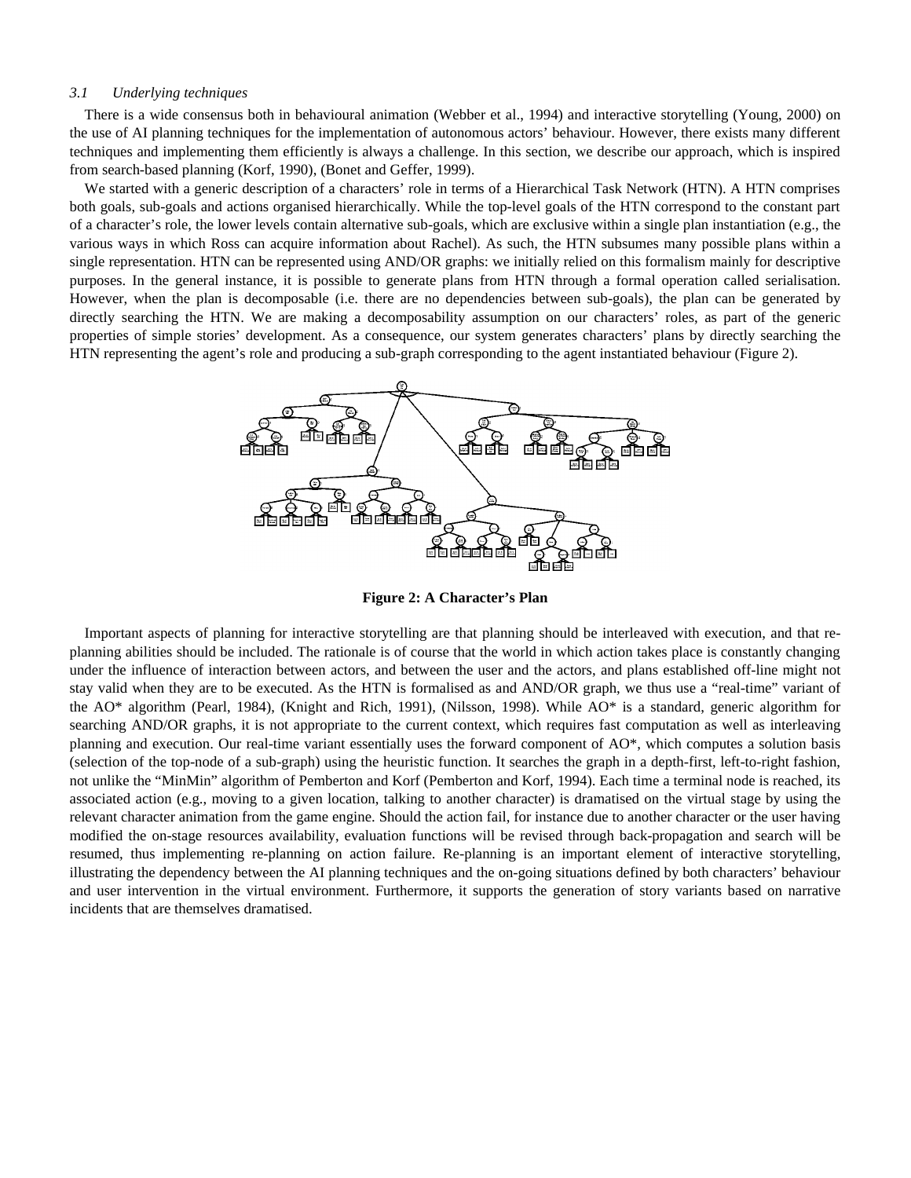### *3.1 Underlying techniques*

There is a wide consensus both in behavioural animation (Webber et al., 1994) and interactive storytelling (Young, 2000) on the use of AI planning techniques for the implementation of autonomous actors' behaviour. However, there exists many different techniques and implementing them efficiently is always a challenge. In this section, we describe our approach, which is inspired from search-based planning (Korf, 1990), (Bonet and Geffer, 1999).

We started with a generic description of a characters' role in terms of a Hierarchical Task Network (HTN). A HTN comprises both goals, sub-goals and actions organised hierarchically. While the top-level goals of the HTN correspond to the constant part of a character's role, the lower levels contain alternative sub-goals, which are exclusive within a single plan instantiation (e.g., the various ways in which Ross can acquire information about Rachel). As such, the HTN subsumes many possible plans within a single representation. HTN can be represented using AND/OR graphs: we initially relied on this formalism mainly for descriptive purposes. In the general instance, it is possible to generate plans from HTN through a formal operation called serialisation. However, when the plan is decomposable (i.e. there are no dependencies between sub-goals), the plan can be generated by directly searching the HTN. We are making a decomposability assumption on our characters' roles, as part of the generic properties of simple stories' development. As a consequence, our system generates characters' plans by directly searching the HTN representing the agent's role and producing a sub-graph corresponding to the agent instantiated behaviour (Figure 2).

**Figure 2: A Character's Plan**

Important aspects of planning for interactive storytelling are that planning should be interleaved with execution, and that re-planning abilities should be included. The rationale is of course that the world in which action takes place is constantly changing under the influence of interaction between actors, and between the user and the actors, and plans established off-line might not stay valid when they are to be executed. As the HTN is formalised as and AND/OR graph, we thus use a "real-time" variant of the AO* algorithm (Pearl, 1984), (Knight and Rich, 1991), (Nilsson, 1998). While AO* is a standard, generic algorithm for searching AND/OR graphs, it is not appropriate to the current context, which requires fast computation as well as interleaving planning and execution. Our real-time variant essentially uses the forward component of AO*, which computes a solution basis (selection of the top-node of a sub-graph) using the heuristic function. It searches the graph in a depth-first, left-to-right fashion, not unlike the "MinMin" algorithm of Pemberton and Korf (Pemberton and Korf, 1994). Each time a terminal node is reached, its associated action (e.g., moving to a given location, talking to another character) is dramatised on the virtual stage by using the relevant character animation from the game engine. Should the action fail, for instance due to another character or the user having modified the on-stage resources availability, evaluation functions will be revised through back-propagation and search will be resumed, thus implementing re-planning on action failure. Re-planning is an important element of interactive storytelling, illustrating the dependency between the AI planning techniques and the on-going situations defined by both characters' behaviour and user intervention in the virtual environment. Furthermore, it supports the generation of story variants based on narrative incidents that are themselves dramatised.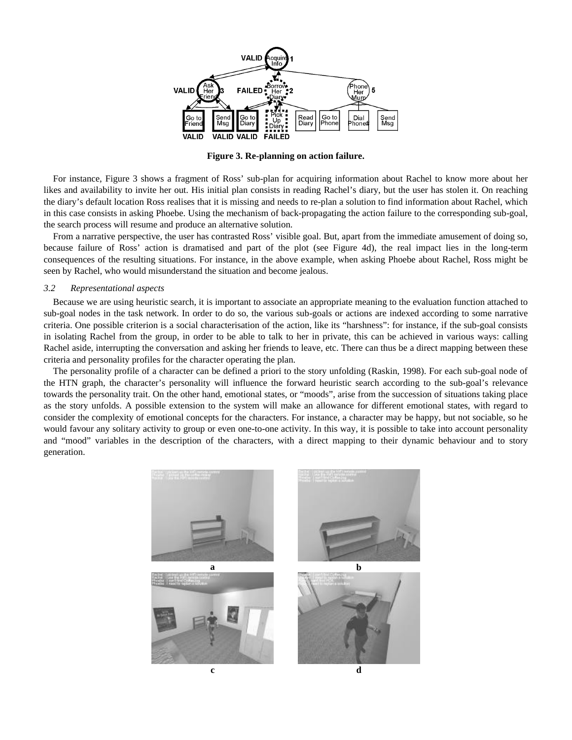**Figure 3. Re-planning on action failure.**

For instance, Figure 3 shows a fragment of Ross' sub-plan for acquiring information about Rachel to know more about her likes and availability to invite her out. His initial plan consists in reading Rachel's diary, but the user has stolen it. On reaching the diary's default location Ross realises that it is missing and needs to re-plan a solution to find information about Rachel, which in this case consists in asking Phoebe. Using the mechanism of back-propagating the action failure to the corresponding sub-goal, the search process will resume and produce an alternative solution.

From a narrative perspective, the user has contrasted Ross' visible goal. But, apart from the immediate amusement of doing so, because failure of Ross' action is dramatised and part of the plot (see Figure 4d), the real impact lies in the long-term consequences of the resulting situations. For instance, in the above example, when asking Phoebe about Rachel, Ross might be seen by Rachel, who would misunderstand the situation and become jealous.

### *3.2 Representational aspects*

Because we are using heuristic search, it is important to associate an appropriate meaning to the evaluation function attached to sub-goal nodes in the task network. In order to do so, the various sub-goals or actions are indexed according to some narrative criteria. One possible criterion is a social characterisation of the action, like its "harshness": for instance, if the sub-goal consists in isolating Rachel from the group, in order to be able to talk to her in private, this can be achieved in various ways: calling Rachel aside, interrupting the conversation and asking her friends to leave, etc. There can thus be a direct mapping between these criteria and personality profiles for the character operating the plan.

The personality profile of a character can be defined a priori to the story unfolding (Raskin, 1998). For each sub-goal node of the HTN graph, the character's personality will influence the forward heuristic search according to the sub-goal's relevance towards the personality trait. On the other hand, emotional states, or "moods", arise from the succession of situations taking place as the story unfolds. A possible extension to the system will make an allowance for different emotional states, with regard to consider the complexity of emotional concepts for the characters. For instance, a character may be happy, but not sociable, so he would favour any solitary activity to group or even one-to-one activity. In this way, it is possible to take into account personality and "mood" variables in the description of the characters, with a direct mapping to their dynamic behaviour and to story generation.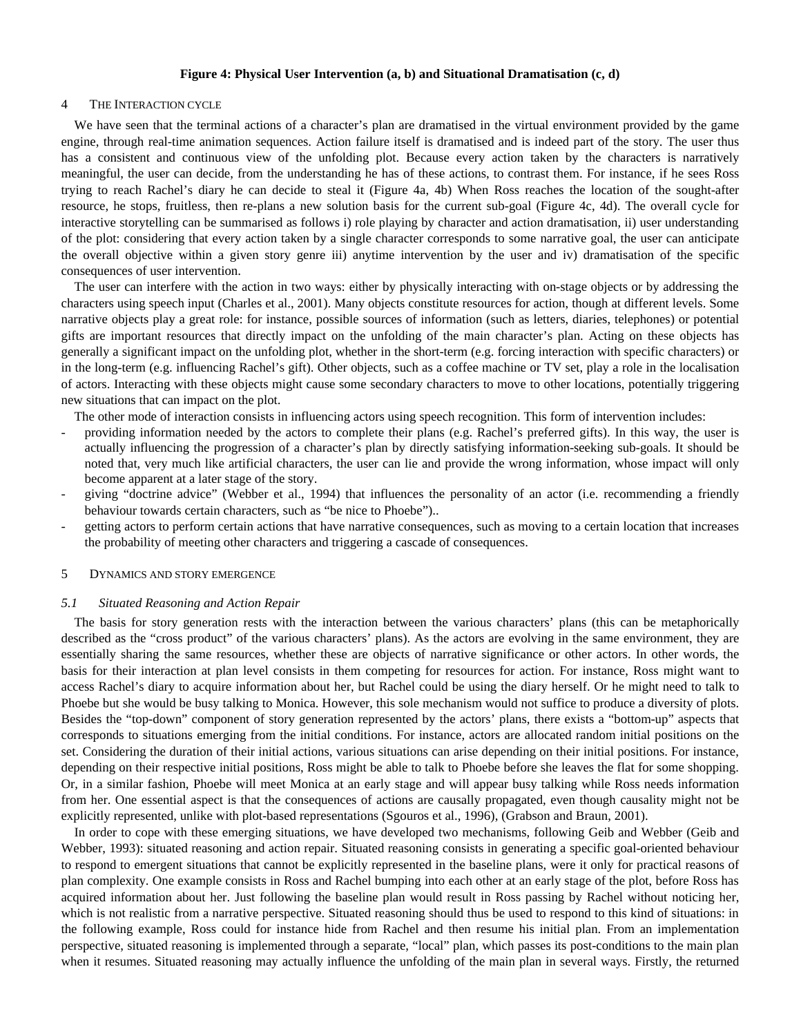**Figure 4: Physical User Intervention (a, b) and Situational Dramatisation (c, d)**

## 4 THE INTERACTION CYCLE

We have seen that the terminal actions of a character's plan are dramatised in the virtual environment provided by the game engine, through real-time animation sequences. Action failure itself is dramatised and is indeed part of the story. The user thus has a consistent and continuous view of the unfolding plot. Because every action taken by the characters is narratively meaningful, the user can decide, from the understanding he has of these actions, to contrast them. For instance, if he sees Ross trying to reach Rachel's diary he can decide to steal it (Figure 4a, 4b) When Ross reaches the location of the sought-after resource, he stops, fruitless, then re-plans a new solution basis for the current sub-goal (Figure 4c, 4d). The overall cycle for interactive storytelling can be summarised as follows i) role playing by character and action dramatisation, ii) user understanding of the plot: considering that every action taken by a single character corresponds to some narrative goal, the user can anticipate the overall objective within a given story genre iii) anytime intervention by the user and iv) dramatisation of the specific consequences of user intervention.

The user can interfere with the action in two ways: either by physically interacting with on-stage objects or by addressing the characters using speech input (Charles et al., 2001). Many objects constitute resources for action, though at different levels. Some narrative objects play a great role: for instance, possible sources of information (such as letters, diaries, telephones) or potential gifts are important resources that directly impact on the unfolding of the main character's plan. Acting on these objects has generally a significant impact on the unfolding plot, whether in the short-term (e.g. forcing interaction with specific characters) or in the long-term (e.g. influencing Rachel's gift). Other objects, such as a coffee machine or TV set, play a role in the localisation of actors. Interacting with these objects might cause some secondary characters to move to other locations, potentially triggering new situations that can impact on the plot.

The other mode of interaction consists in influencing actors using speech recognition. This form of intervention includes:

- providing information needed by the actors to complete their plans (e.g. Rachel's preferred gifts). In this way, the user is actually influencing the progression of a character's plan by directly satisfying information-seeking sub-goals. It should be noted that, very much like artificial characters, the user can lie and provide the wrong information, whose impact will only become apparent at a later stage of the story.
- giving "doctrine advice" (Webber et al., 1994) that influences the personality of an actor (i.e. recommending a friendly behaviour towards certain characters, such as "be nice to Phoebe")..
- getting actors to perform certain actions that have narrative consequences, such as moving to a certain location that increases the probability of meeting other characters and triggering a cascade of consequences.

## 5 DYNAMICS AND STORY EMERGENCE

### 5.1 *Situated Reasoning and Action Repair*

The basis for story generation rests with the interaction between the various characters' plans (this can be metaphorically described as the "cross product" of the various characters' plans). As the actors are evolving in the same environment, they are essentially sharing the same resources, whether these are objects of narrative significance or other actors. In other words, the basis for their interaction at plan level consists in them competing for resources for action. For instance, Ross might want to access Rachel's diary to acquire information about her, but Rachel could be using the diary herself. Or he might need to talk to Phoebe but she would be busy talking to Monica. However, this sole mechanism would not suffice to produce a diversity of plots. Besides the "top-down" component of story generation represented by the actors' plans, there exists a "bottom-up" aspects that corresponds to situations emerging from the initial conditions. For instance, actors are allocated random initial positions on the set. Considering the duration of their initial actions, various situations can arise depending on their initial positions. For instance, depending on their respective initial positions, Ross might be able to talk to Phoebe before she leaves the flat for some shopping. Or, in a similar fashion, Phoebe will meet Monica at an early stage and will appear busy talking while Ross needs information from her. One essential aspect is that the consequences of actions are causally propagated, even though causality might not be explicitly represented, unlike with plot-based representations (Sgouros et al., 1996), (Grabson and Braun, 2001).

In order to cope with these emerging situations, we have developed two mechanisms, following Geib and Webber (Geib and Webber, 1993): situated reasoning and action repair. Situated reasoning consists in generating a specific goal-oriented behaviour to respond to emergent situations that cannot be explicitly represented in the baseline plans, were it only for practical reasons of plan complexity. One example consists in Ross and Rachel bumping into each other at an early stage of the plot, before Ross has acquired information about her. Just following the baseline plan would result in Ross passing by Rachel without noticing her, which is not realistic from a narrative perspective. Situated reasoning should thus be used to respond to this kind of situations: in the following example, Ross could for instance hide from Rachel and then resume his initial plan. From an implementation perspective, situated reasoning is implemented through a separate, "local" plan, which passes its post-conditions to the main plan when it resumes. Situated reasoning may actually influence the unfolding of the main plan in several ways. Firstly, the returned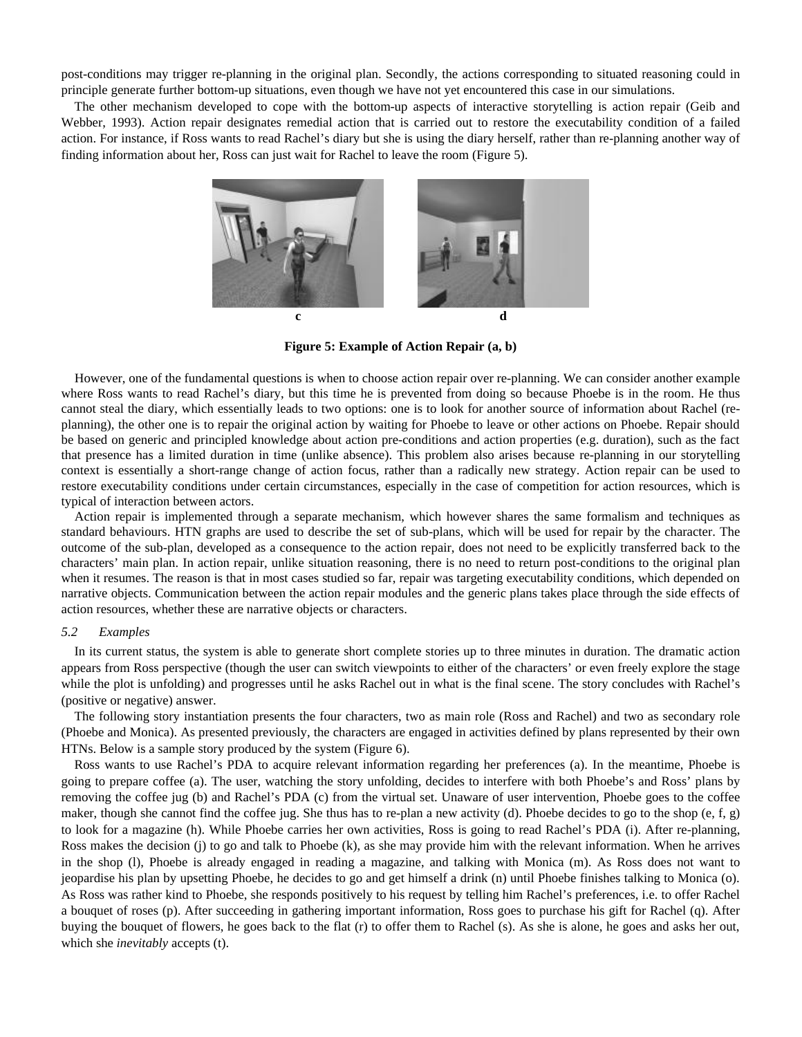post-conditions may trigger re-planning in the original plan. Secondly, the actions corresponding to situated reasoning could in principle generate further bottom-up situations, even though we have not yet encountered this case in our simulations.

The other mechanism developed to cope with the bottom-up aspects of interactive storytelling is action repair (Geib and Webber, 1993). Action repair designates remedial action that is carried out to restore the executability condition of a failed action. For instance, if Ross wants to read Rachel's diary but she is using the diary herself, rather than re-planning another way of finding information about her, Ross can just wait for Rachel to leave the room (Figure 5).

c d

**Figure 5: Example of Action Repair (a, b)**

However, one of the fundamental questions is when to choose action repair over re-planning. We can consider another example where Ross wants to read Rachel's diary, but this time he is prevented from doing so because Phoebe is in the room. He thus cannot steal the diary, which essentially leads to two options: one is to look for another source of information about Rachel (re-planning), the other one is to repair the original action by waiting for Phoebe to leave or other actions on Phoebe. Repair should be based on generic and principled knowledge about action pre-conditions and action properties (e.g. duration), such as the fact that presence has a limited duration in time (unlike absence). This problem also arises because re-planning in our storytelling context is essentially a short-range change of action focus, rather than a radically new strategy. Action repair can be used to restore executability conditions under certain circumstances, especially in the case of competition for action resources, which is typical of interaction between actors.

Action repair is implemented through a separate mechanism, which however shares the same formalism and techniques as standard behaviours. HTN graphs are used to describe the set of sub-plans, which will be used for repair by the character. The outcome of the sub-plan, developed as a consequence to the action repair, does not need to be explicitly transferred back to the characters' main plan. In action repair, unlike situation reasoning, there is no need to return post-conditions to the original plan when it resumes. The reason is that in most cases studied so far, repair was targeting executability conditions, which depended on narrative objects. Communication between the action repair modules and the generic plans takes place through the side effects of action resources, whether these are narrative objects or characters.

### *5.2 Examples*

In its current status, the system is able to generate short complete stories up to three minutes in duration. The dramatic action appears from Ross perspective (though the user can switch viewpoints to either of the characters' or even freely explore the stage while the plot is unfolding) and progresses until he asks Rachel out in what is the final scene. The story concludes with Rachel's (positive or negative) answer.

The following story instantiation presents the four characters, two as main role (Ross and Rachel) and two as secondary role (Phoebe and Monica). As presented previously, the characters are engaged in activities defined by plans represented by their own HTNs. Below is a sample story produced by the system (Figure 6).

Ross wants to use Rachel's PDA to acquire relevant information regarding her preferences (a). In the meantime, Phoebe is going to prepare coffee (a). The user, watching the story unfolding, decides to interfere with both Phoebe's and Ross' plans by removing the coffee jug (b) and Rachel's PDA (c) from the virtual set. Unaware of user intervention, Phoebe goes to the coffee maker, though she cannot find the coffee jug. She thus has to re-plan a new activity (d). Phoebe decides to go to the shop (e, f, g) to look for a magazine (h). While Phoebe carries her own activities, Ross is going to read Rachel's PDA (i). After re-planning, Ross makes the decision (j) to go and talk to Phoebe (k), as she may provide him with the relevant information. When he arrives in the shop (l), Phoebe is already engaged in reading a magazine, and talking with Monica (m). As Ross does not want to jeopardise his plan by upsetting Phoebe, he decides to go and get himself a drink (n) until Phoebe finishes talking to Monica (o). As Ross was rather kind to Phoebe, she responds positively to his request by telling him Rachel's preferences, i.e. to offer Rachel a bouquet of roses (p). After succeeding in gathering important information, Ross goes to purchase his gift for Rachel (q). After buying the bouquet of flowers, he goes back to the flat (r) to offer them to Rachel (s). As she is alone, he goes and asks her out, which she *inevitably* accepts (t).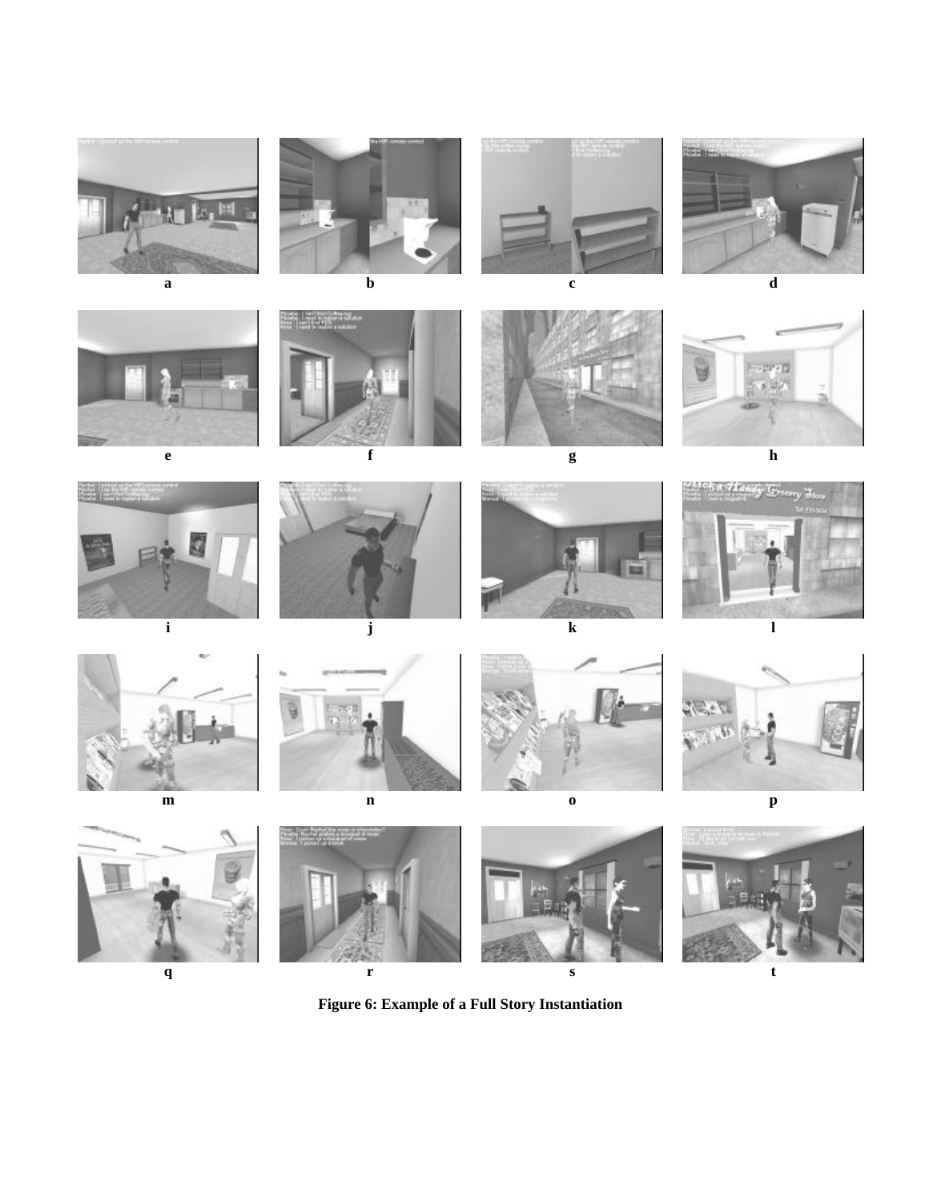a b c d

e f g h

i j k l

m n o p

q r s t

**Figure 6: Example of a Full Story Instantiation**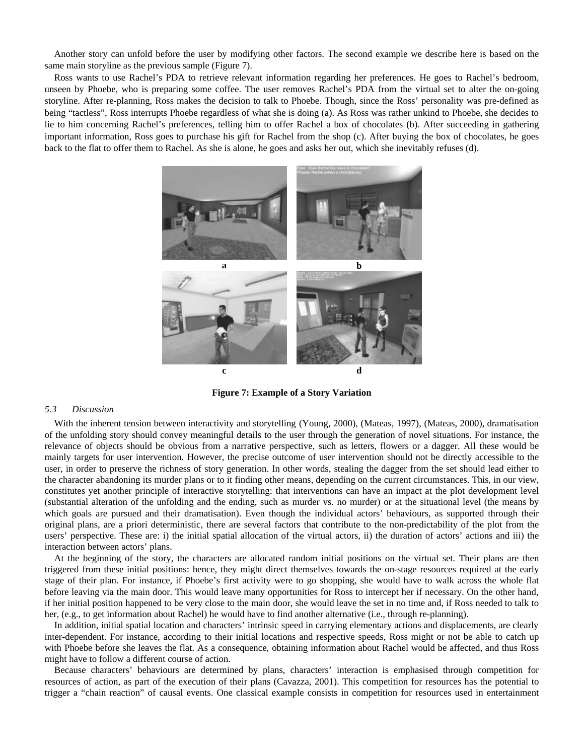Another story can unfold before the user by modifying other factors. The second example we describe here is based on the same main storyline as the previous sample (Figure 7).

Ross wants to use Rachel's PDA to retrieve relevant information regarding her preferences. He goes to Rachel's bedroom, unseen by Phoebe, who is preparing some coffee. The user removes Rachel's PDA from the virtual set to alter the on-going storyline. After re-planning, Ross makes the decision to talk to Phoebe. Though, since the Ross' personality was pre-defined as being "tactless", Ross interrupts Phoebe regardless of what she is doing (a). As Ross was rather unkind to Phoebe, she decides to lie to him concerning Rachel's preferences, telling him to offer Rachel a box of chocolates (b). After succeeding in gathering important information, Ross goes to purchase his gift for Rachel from the shop (c). After buying the box of chocolates, he goes back to the flat to offer them to Rachel. As she is alone, he goes and asks her out, which she inevitably refuses (d).

**Figure 7: Example of a Story Variation**

### *5.3 Discussion*

With the inherent tension between interactivity and storytelling (Young, 2000), (Mateas, 1997), (Mateas, 2000), dramatisation of the unfolding story should convey meaningful details to the user through the generation of novel situations. For instance, the relevance of objects should be obvious from a narrative perspective, such as letters, flowers or a dagger. All these would be mainly targets for user intervention. However, the precise outcome of user intervention should not be directly accessible to the user, in order to preserve the richness of story generation. In other words, stealing the dagger from the set should lead either to the character abandoning its murder plans or to it finding other means, depending on the current circumstances. This, in our view, constitutes yet another principle of interactive storytelling: that interventions can have an impact at the plot development level (substantial alteration of the unfolding and the ending, such as murder vs. no murder) or at the situational level (the means by which goals are pursued and their dramatisation). Even though the individual actors' behaviours, as supported through their original plans, are a priori deterministic, there are several factors that contribute to the non-predictability of the plot from the users' perspective. These are: i) the initial spatial allocation of the virtual actors, ii) the duration of actors' actions and iii) the interaction between actors' plans.

At the beginning of the story, the characters are allocated random initial positions on the virtual set. Their plans are then triggered from these initial positions: hence, they might direct themselves towards the on-stage resources required at the early stage of their plan. For instance, if Phoebe's first activity were to go shopping, she would have to walk across the whole flat before leaving via the main door. This would leave many opportunities for Ross to intercept her if necessary. On the other hand, if her initial position happened to be very close to the main door, she would leave the set in no time and, if Ross needed to talk to her, (e.g., to get information about Rachel) he would have to find another alternative (i.e., through re-planning).

In addition, initial spatial location and characters' intrinsic speed in carrying elementary actions and displacements, are clearly inter-dependent. For instance, according to their initial locations and respective speeds, Ross might or not be able to catch up with Phoebe before she leaves the flat. As a consequence, obtaining information about Rachel would be affected, and thus Ross might have to follow a different course of action.

Because characters' behaviours are determined by plans, characters' interaction is emphasised through competition for resources of action, as part of the execution of their plans (Cavazza, 2001). This competition for resources has the potential to trigger a "chain reaction" of causal events. One classical example consists in competition for resources used in entertainment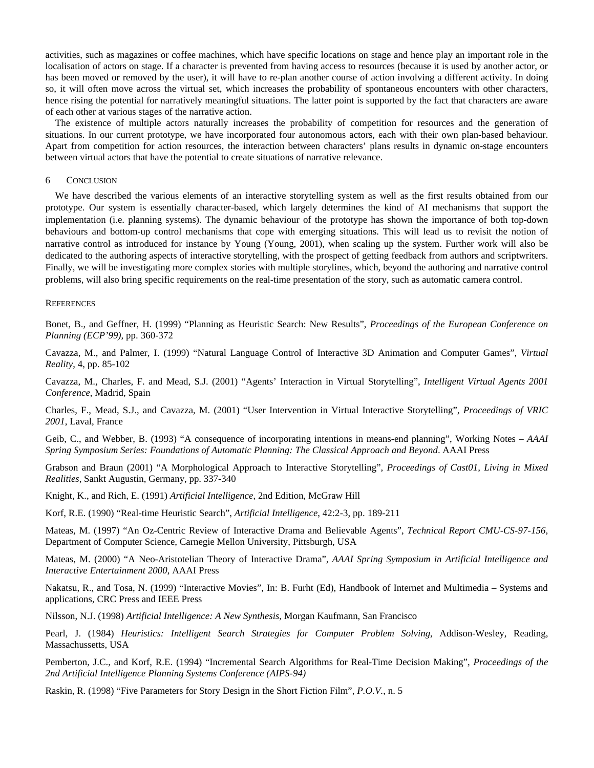activities, such as magazines or coffee machines, which have specific locations on stage and hence play an important role in the localisation of actors on stage. If a character is prevented from having access to resources (because it is used by another actor, or has been moved or removed by the user), it will have to re-plan another course of action involving a different activity. In doing so, it will often move across the virtual set, which increases the probability of spontaneous encounters with other characters, hence rising the potential for narratively meaningful situations. The latter point is supported by the fact that characters are aware of each other at various stages of the narrative action.

The existence of multiple actors naturally increases the probability of competition for resources and the generation of situations. In our current prototype, we have incorporated four autonomous actors, each with their own plan-based behaviour. Apart from competition for action resources, the interaction between characters' plans results in dynamic on-stage encounters between virtual actors that have the potential to create situations of narrative relevance.

## 6 Conclusion

We have described the various elements of an interactive storytelling system as well as the first results obtained from our prototype. Our system is essentially character-based, which largely determines the kind of AI mechanisms that support the implementation (i.e. planning systems). The dynamic behaviour of the prototype has shown the importance of both top-down behaviours and bottom-up control mechanisms that cope with emerging situations. This will lead us to revisit the notion of narrative control as introduced for instance by Young (Young, 2001), when scaling up the system. Further work will also be dedicated to the authoring aspects of interactive storytelling, with the prospect of getting feedback from authors and scriptwriters. Finally, we will be investigating more complex stories with multiple storylines, which, beyond the authoring and narrative control problems, will also bring specific requirements on the real-time presentation of the story, such as automatic camera control.

## References

Bonet, B., and Geffner, H. (1999) "Planning as Heuristic Search: New Results", *Proceedings of the European Conference on Planning (ECP'99)*, pp. 360-372

Cavazza, M., and Palmer, I. (1999) "Natural Language Control of Interactive 3D Animation and Computer Games", *Virtual Reality*, 4, pp. 85-102

Cavazza, M., Charles, F. and Mead, S.J. (2001) "Agents' Interaction in Virtual Storytelling", *Intelligent Virtual Agents 2001 Conference*, Madrid, Spain

Charles, F., Mead, S.J., and Cavazza, M. (2001) "User Intervention in Virtual Interactive Storytelling", *Proceedings of VRIC 2001*, Laval, France

Geib, C., and Webber, B. (1993) "A consequence of incorporating intentions in means-end planning", Working Notes – *AAAI Spring Symposium Series: Foundations of Automatic Planning: The Classical Approach and Beyond*. AAAI Press

Grabson and Braun (2001) "A Morphological Approach to Interactive Storytelling", *Proceedings of Cast01, Living in Mixed Realities*, Sankt Augustin, Germany, pp. 337-340

Knight, K., and Rich, E. (1991) *Artificial Intelligence*, 2nd Edition, McGraw Hill

Korf, R.E. (1990) "Real-time Heuristic Search", *Artificial Intelligence*, 42:2-3, pp. 189-211

Mateas, M. (1997) "An Oz-Centric Review of Interactive Drama and Believable Agents", *Technical Report CMU-CS-97-156*, Department of Computer Science, Carnegie Mellon University, Pittsburgh, USA

Mateas, M. (2000) "A Neo-Aristotelian Theory of Interactive Drama", *AAAI Spring Symposium in Artificial Intelligence and Interactive Entertainment 2000*, AAAI Press

Nakatsu, R., and Tosa, N. (1999) "Interactive Movies", In: B. Furht (Ed), Handbook of Internet and Multimedia – Systems and applications, CRC Press and IEEE Press

Nilsson, N.J. (1998) *Artificial Intelligence: A New Synthesis*, Morgan Kaufmann, San Francisco

Pearl, J. (1984) *Heuristics: Intelligent Search Strategies for Computer Problem Solving*, Addison-Wesley, Reading, Massachussetts, USA

Pemberton, J.C., and Korf, R.E. (1994) "Incremental Search Algorithms for Real-Time Decision Making", *Proceedings of the 2nd Artificial Intelligence Planning Systems Conference (AIPS-94)*

Raskin, R. (1998) "Five Parameters for Story Design in the Short Fiction Film", *P.O.V.*, n. 5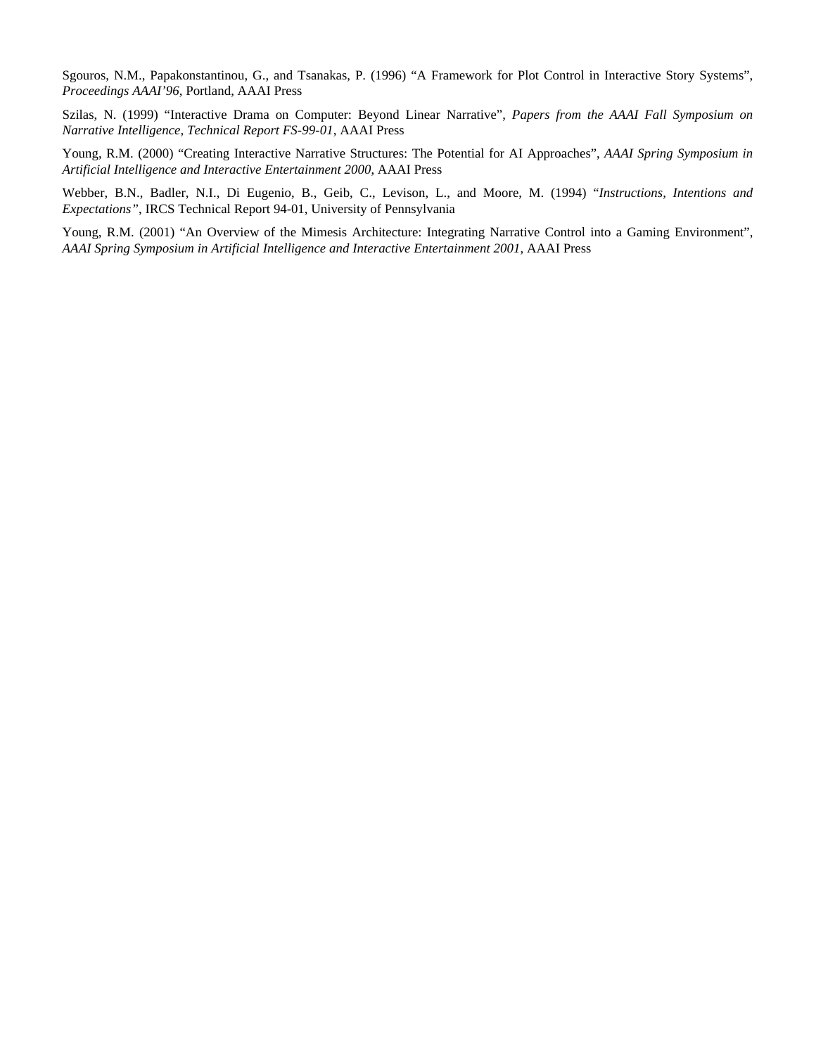Sgouros, N.M., Papakonstantinou, G., and Tsanakas, P. (1996) "A Framework for Plot Control in Interactive Story Systems", *Proceedings AAAI'96*, Portland, AAAI Press

Szilas, N. (1999) "Interactive Drama on Computer: Beyond Linear Narrative", *Papers from the AAAI Fall Symposium on Narrative Intelligence, Technical Report FS-99-01*, AAAI Press

Young, R.M. (2000) "Creating Interactive Narrative Structures: The Potential for AI Approaches", *AAAI Spring Symposium in Artificial Intelligence and Interactive Entertainment 2000*, AAAI Press

Webber, B.N., Badler, N.I., Di Eugenio, B., Geib, C., Levison, L., and Moore, M. (1994) "*Instructions, Intentions and Expectations"*, IRCS Technical Report 94-01, University of Pennsylvania

Young, R.M. (2001) "An Overview of the Mimesis Architecture: Integrating Narrative Control into a Gaming Environment", *AAAI Spring Symposium in Artificial Intelligence and Interactive Entertainment 2001*, AAAI Press